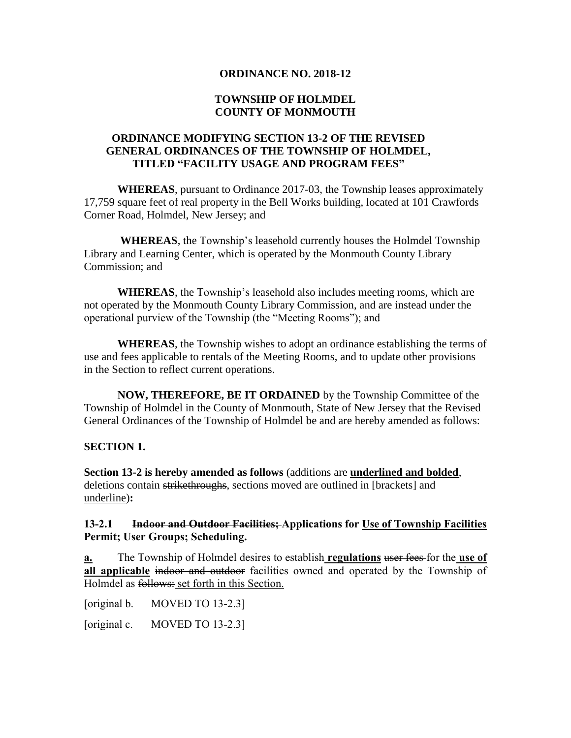**ORDINANCE NO. 2018-12**

**TOWNSHIP OF HOLMDEL**
**COUNTY OF MONMOUTH**

**ORDINANCE MODIFYING SECTION 13-2 OF THE REVISED GENERAL ORDINANCES OF THE TOWNSHIP OF HOLMDEL, TITLED "FACILITY USAGE AND PROGRAM FEES"**

**WHEREAS**, pursuant to Ordinance 2017-03, the Township leases approximately 17,759 square feet of real property in the Bell Works building, located at 101 Crawfords Corner Road, Holmdel, New Jersey; and

**WHEREAS**, the Township's leasehold currently houses the Holmdel Township Library and Learning Center, which is operated by the Monmouth County Library Commission; and

**WHEREAS**, the Township's leasehold also includes meeting rooms, which are not operated by the Monmouth County Library Commission, and are instead under the operational purview of the Township (the "Meeting Rooms"); and

**WHEREAS**, the Township wishes to adopt an ordinance establishing the terms of use and fees applicable to rentals of the Meeting Rooms, and to update other provisions in the Section to reflect current operations.

**NOW, THEREFORE, BE IT ORDAINED** by the Township Committee of the Township of Holmdel in the County of Monmouth, State of New Jersey that the Revised General Ordinances of the Township of Holmdel be and are hereby amended as follows:

**SECTION 1.**

**Section 13-2 is hereby amended as follows** (additions are **<u>underlined and bolded</u>**, deletions contain ~~strikethroughs~~, sections moved are outlined in [brackets] and <u>underline</u>)**:**

**13-2.1 ~~Indoor and Outdoor Facilities;~~ Applications for <u>Use of Township Facilities</u> ~~Permit; User Groups; Scheduling~~.**

**<u>a.</u>** The Township of Holmdel desires to establish **<u>regulations</u>** ~~user fees~~ for the **<u>use of all applicable</u>** ~~indoor and outdoor~~ facilities owned and operated by the Township of Holmdel as ~~follows:~~ <u>set forth in this Section.</u>

[original b. MOVED TO 13-2.3]

[original c. MOVED TO 13-2.3]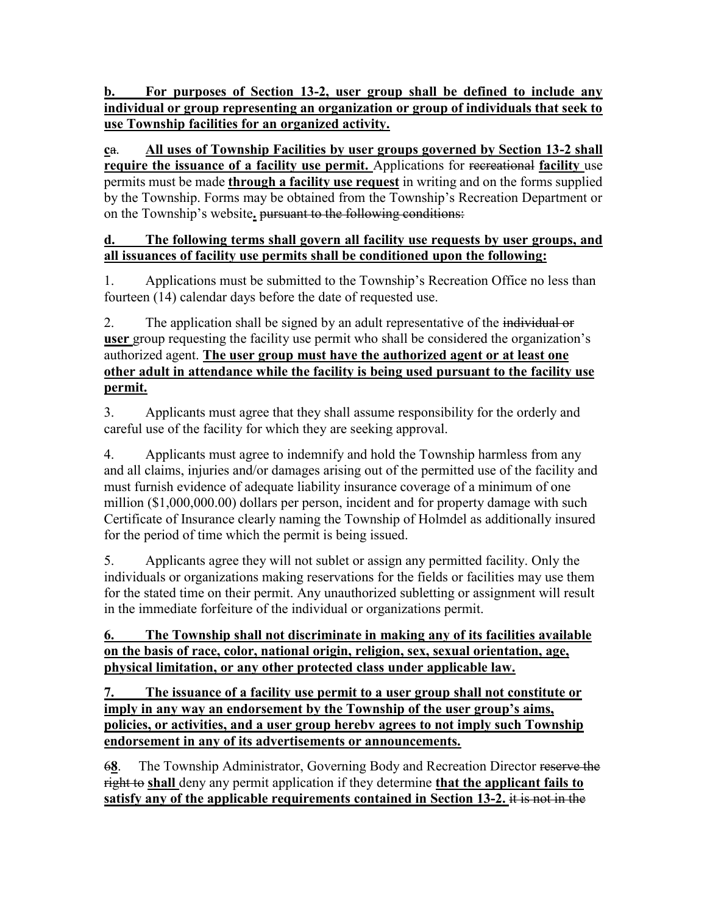**b. For purposes of Section 13-2, user group shall be defined to include any individual or group representing an organization or group of individuals that seek to use Township facilities for an organized activity.**

**c**~~a~~. **All uses of Township Facilities by user groups governed by Section 13-2 shall require the issuance of a facility use permit.** Applications for ~~recreational~~ **facility** use permits must be made **through a facility use request** in writing and on the forms supplied by the Township. Forms may be obtained from the Township's Recreation Department or on the Township's website**.** ~~pursuant to the following conditions:~~

**d. The following terms shall govern all facility use requests by user groups, and all issuances of facility use permits shall be conditioned upon the following:**

1. Applications must be submitted to the Township's Recreation Office no less than fourteen (14) calendar days before the date of requested use.

2. The application shall be signed by an adult representative of the ~~individual or~~ **user** group requesting the facility use permit who shall be considered the organization's authorized agent. **The user group must have the authorized agent or at least one other adult in attendance while the facility is being used pursuant to the facility use permit.**

3. Applicants must agree that they shall assume responsibility for the orderly and careful use of the facility for which they are seeking approval.

4. Applicants must agree to indemnify and hold the Township harmless from any and all claims, injuries and/or damages arising out of the permitted use of the facility and must furnish evidence of adequate liability insurance coverage of a minimum of one million ($1,000,000.00) dollars per person, incident and for property damage with such Certificate of Insurance clearly naming the Township of Holmdel as additionally insured for the period of time which the permit is being issued.

5. Applicants agree they will not sublet or assign any permitted facility. Only the individuals or organizations making reservations for the fields or facilities may use them for the stated time on their permit. Any unauthorized subletting or assignment will result in the immediate forfeiture of the individual or organizations permit.

**6. The Township shall not discriminate in making any of its facilities available on the basis of race, color, national origin, religion, sex, sexual orientation, age, physical limitation, or any other protected class under applicable law.**

**7. The issuance of a facility use permit to a user group shall not constitute or imply in any way an endorsement by the Township of the user group's aims, policies, or activities, and a user group hereby agrees to not imply such Township endorsement in any of its advertisements or announcements.**

~~6~~**8**. The Township Administrator, Governing Body and Recreation Director ~~reserve the right to~~ **shall** deny any permit application if they determine **that the applicant fails to satisfy any of the applicable requirements contained in Section 13-2.** ~~it is not in the~~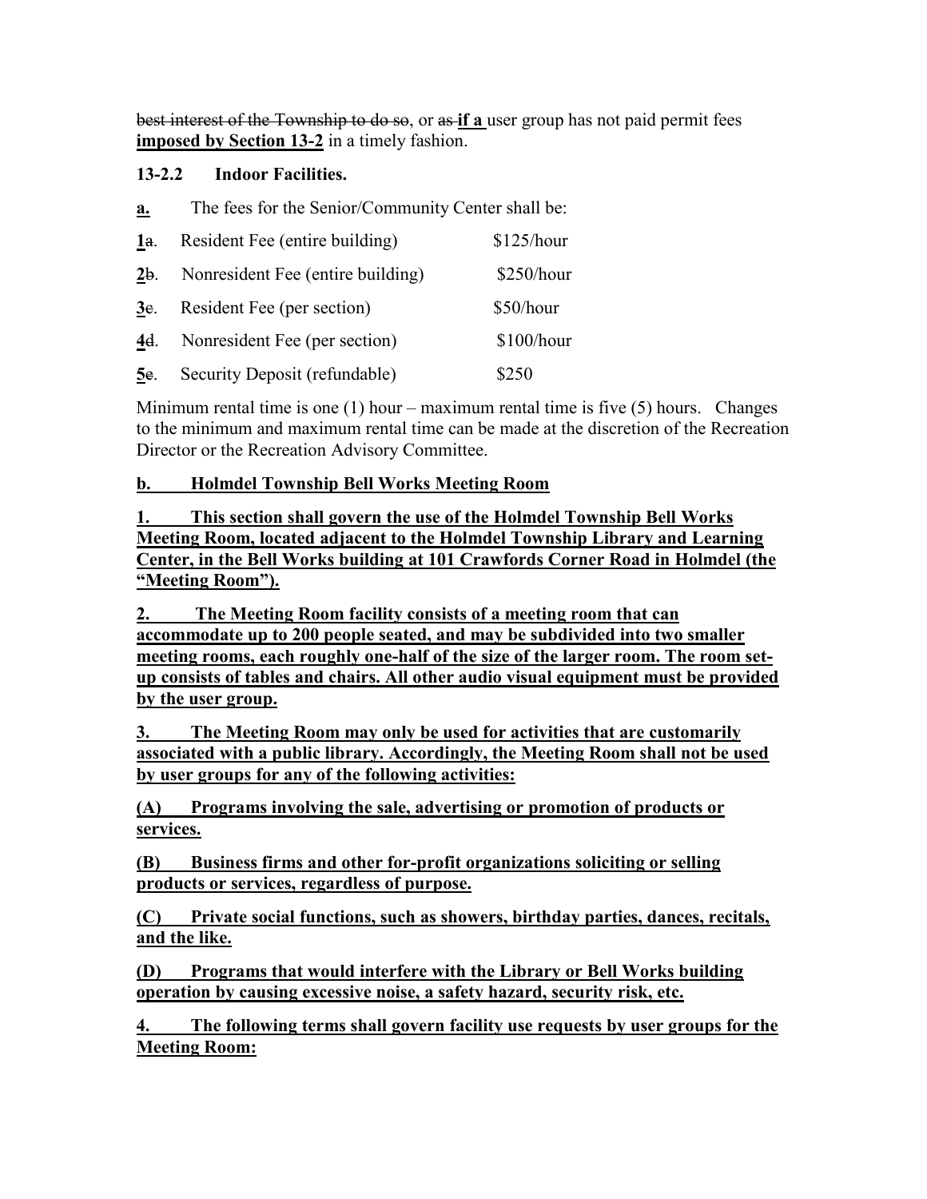~~best interest of the Township to do so~~, or ~~as~~ **<u>if a</u>** user group has not paid permit fees **<u>imposed by Section 13-2</u>** in a timely fashion.

**13-2.2 Indoor Facilities.**

**<u>a.</u>** The fees for the Senior/Community Center shall be:

| | | |
|---|---|---|
| **<u>1</u>**~~a~~. | Resident Fee (entire building) | $125/hour |
| **<u>2</u>**~~b~~. | Nonresident Fee (entire building) | $250/hour |
| **<u>3</u>**~~c~~. | Resident Fee (per section) | $50/hour |
| **<u>4</u>**~~d~~. | Nonresident Fee (per section) | $100/hour |
| **<u>5</u>**~~e~~. | Security Deposit (refundable) | $250 |

Minimum rental time is one (1) hour – maximum rental time is five (5) hours. Changes to the minimum and maximum rental time can be made at the discretion of the Recreation Director or the Recreation Advisory Committee.

**<u>b. Holmdel Township Bell Works Meeting Room</u>**

**<u>1. This section shall govern the use of the Holmdel Township Bell Works Meeting Room, located adjacent to the Holmdel Township Library and Learning Center, in the Bell Works building at 101 Crawfords Corner Road in Holmdel (the "Meeting Room").</u>**

**<u>2. The Meeting Room facility consists of a meeting room that can accommodate up to 200 people seated, and may be subdivided into two smaller meeting rooms, each roughly one-half of the size of the larger room. The room set-up consists of tables and chairs. All other audio visual equipment must be provided by the user group.</u>**

**<u>3. The Meeting Room may only be used for activities that are customarily associated with a public library. Accordingly, the Meeting Room shall not be used by user groups for any of the following activities:</u>**

**<u>(A) Programs involving the sale, advertising or promotion of products or services.</u>**

**<u>(B) Business firms and other for-profit organizations soliciting or selling products or services, regardless of purpose.</u>**

**<u>(C) Private social functions, such as showers, birthday parties, dances, recitals, and the like.</u>**

**<u>(D) Programs that would interfere with the Library or Bell Works building operation by causing excessive noise, a safety hazard, security risk, etc.</u>**

**<u>4. The following terms shall govern facility use requests by user groups for the Meeting Room:</u>**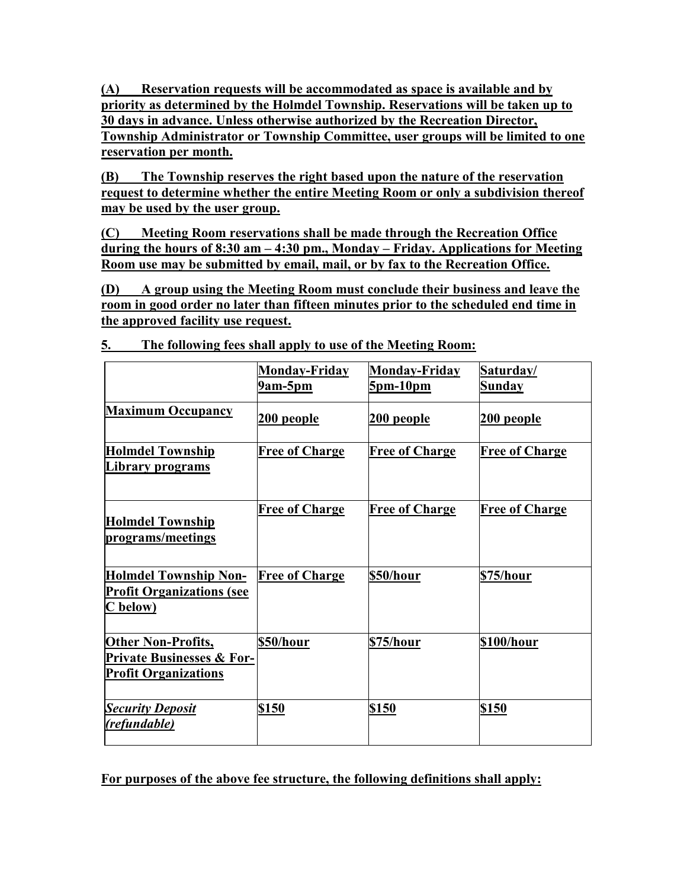**(A) Reservation requests will be accommodated as space is available and by priority as determined by the Holmdel Township. Reservations will be taken up to 30 days in advance. Unless otherwise authorized by the Recreation Director, Township Administrator or Township Committee, user groups will be limited to one reservation per month.**

**(B) The Township reserves the right based upon the nature of the reservation request to determine whether the entire Meeting Room or only a subdivision thereof may be used by the user group.**

**(C) Meeting Room reservations shall be made through the Recreation Office during the hours of 8:30 am – 4:30 pm., Monday – Friday. Applications for Meeting Room use may be submitted by email, mail, or by fax to the Recreation Office.**

**(D) A group using the Meeting Room must conclude their business and leave the room in good order no later than fifteen minutes prior to the scheduled end time in the approved facility use request.**

**5. The following fees shall apply to use of the Meeting Room:**

| | **Monday-Friday 9am-5pm** | **Monday-Friday 5pm-10pm** | **Saturday/ Sunday** |
|---|---|---|---|
| **Maximum Occupancy** | **200 people** | **200 people** | **200 people** |
| **Holmdel Township Library programs** | **Free of Charge** | **Free of Charge** | **Free of Charge** |
| **Holmdel Township programs/meetings** | **Free of Charge** | **Free of Charge** | **Free of Charge** |
| **Holmdel Township Non-Profit Organizations (see C below)** | **Free of Charge** | **$50/hour** | **$75/hour** |
| **Other Non-Profits, Private Businesses & For-Profit Organizations** | **$50/hour** | **$75/hour** | **$100/hour** |
| ***Security Deposit (refundable)*** | **$150** | **$150** | **$150** |

**For purposes of the above fee structure, the following definitions shall apply:**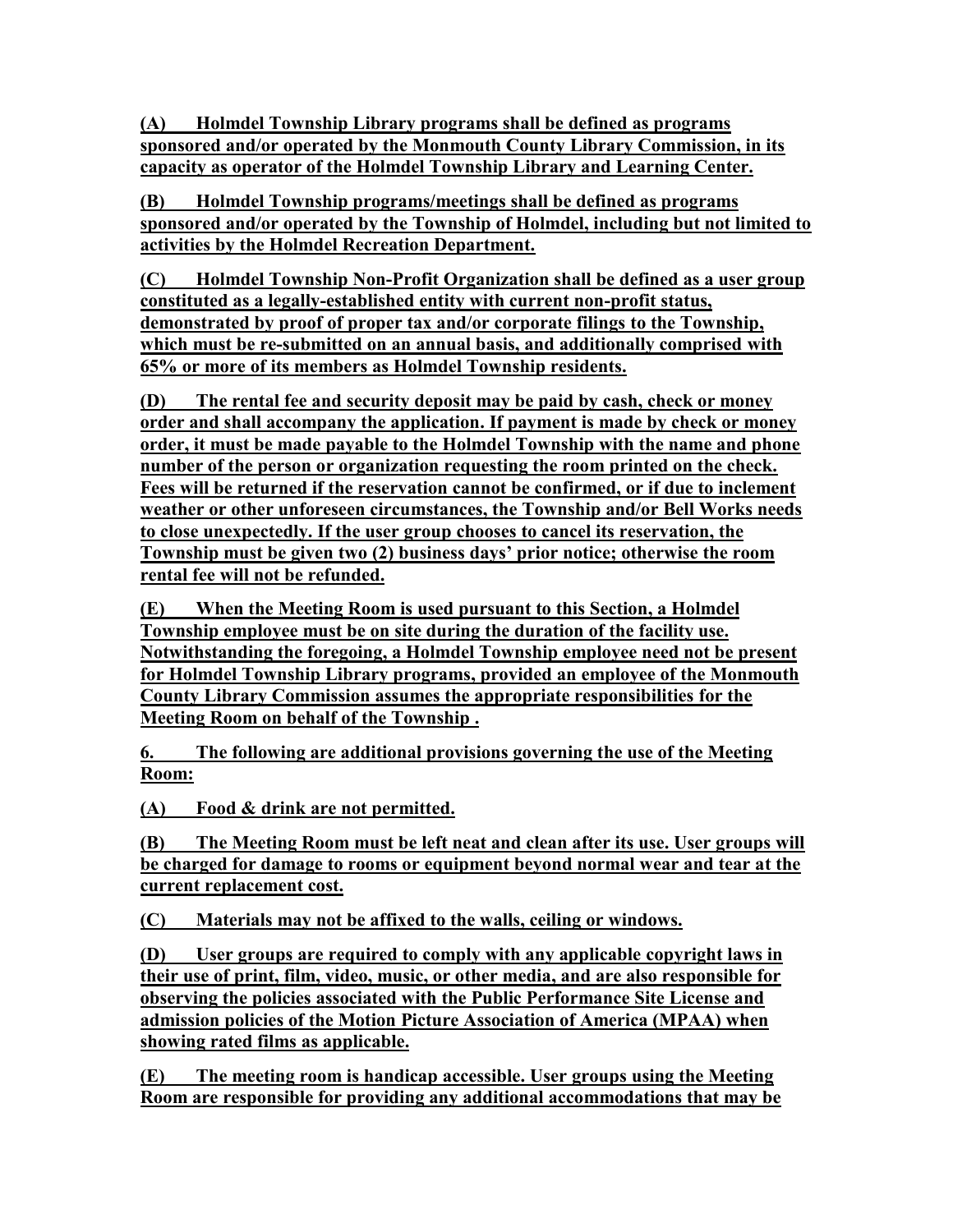**(A) Holmdel Township Library programs shall be defined as programs sponsored and/or operated by the Monmouth County Library Commission, in its capacity as operator of the Holmdel Township Library and Learning Center.**

**(B) Holmdel Township programs/meetings shall be defined as programs sponsored and/or operated by the Township of Holmdel, including but not limited to activities by the Holmdel Recreation Department.**

**(C) Holmdel Township Non-Profit Organization shall be defined as a user group constituted as a legally-established entity with current non-profit status, demonstrated by proof of proper tax and/or corporate filings to the Township, which must be re-submitted on an annual basis, and additionally comprised with 65% or more of its members as Holmdel Township residents.**

**(D) The rental fee and security deposit may be paid by cash, check or money order and shall accompany the application. If payment is made by check or money order, it must be made payable to the Holmdel Township with the name and phone number of the person or organization requesting the room printed on the check. Fees will be returned if the reservation cannot be confirmed, or if due to inclement weather or other unforeseen circumstances, the Township and/or Bell Works needs to close unexpectedly. If the user group chooses to cancel its reservation, the Township must be given two (2) business days' prior notice; otherwise the room rental fee will not be refunded.**

**(E) When the Meeting Room is used pursuant to this Section, a Holmdel Township employee must be on site during the duration of the facility use. Notwithstanding the foregoing, a Holmdel Township employee need not be present for Holmdel Township Library programs, provided an employee of the Monmouth County Library Commission assumes the appropriate responsibilities for the Meeting Room on behalf of the Township .**

**6. The following are additional provisions governing the use of the Meeting Room:**

**(A) Food & drink are not permitted.**

**(B) The Meeting Room must be left neat and clean after its use. User groups will be charged for damage to rooms or equipment beyond normal wear and tear at the current replacement cost.**

**(C) Materials may not be affixed to the walls, ceiling or windows.**

**(D) User groups are required to comply with any applicable copyright laws in their use of print, film, video, music, or other media, and are also responsible for observing the policies associated with the Public Performance Site License and admission policies of the Motion Picture Association of America (MPAA) when showing rated films as applicable.**

**(E) The meeting room is handicap accessible. User groups using the Meeting Room are responsible for providing any additional accommodations that may be**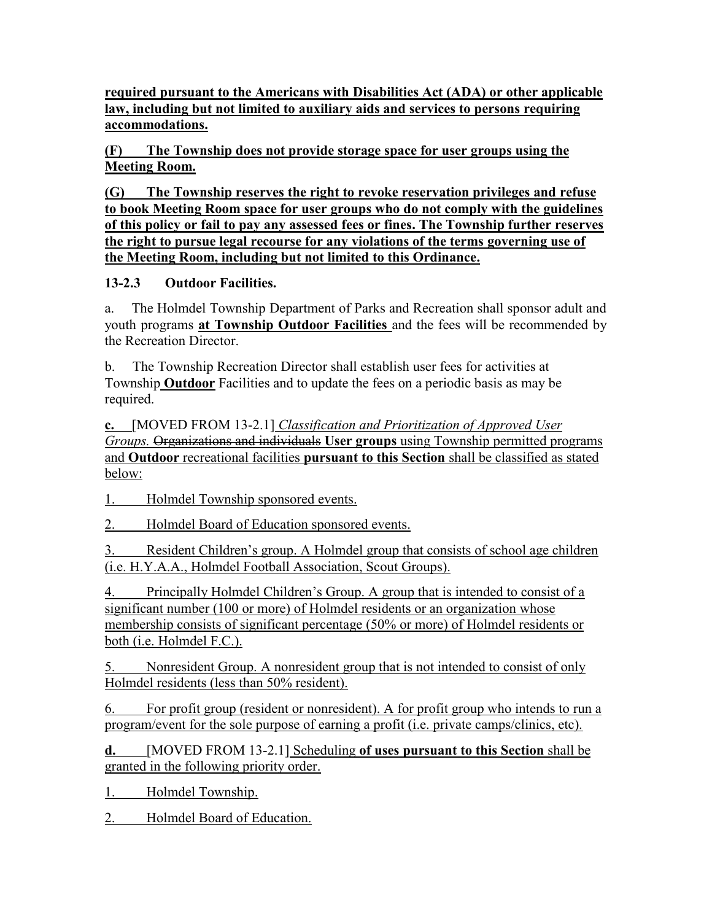**required pursuant to the Americans with Disabilities Act (ADA) or other applicable law, including but not limited to auxiliary aids and services to persons requiring accommodations.**

**(F) The Township does not provide storage space for user groups using the Meeting Room.**

**(G) The Township reserves the right to revoke reservation privileges and refuse to book Meeting Room space for user groups who do not comply with the guidelines of this policy or fail to pay any assessed fees or fines. The Township further reserves the right to pursue legal recourse for any violations of the terms governing use of the Meeting Room, including but not limited to this Ordinance.**

**13-2.3 Outdoor Facilities.**

a. The Holmdel Township Department of Parks and Recreation shall sponsor adult and youth programs **at Township Outdoor Facilities** and the fees will be recommended by the Recreation Director.

b. The Township Recreation Director shall establish user fees for activities at Township **Outdoor** Facilities and to update the fees on a periodic basis as may be required.

**c.** [MOVED FROM 13-2.1] *Classification and Prioritization of Approved User Groups.* ~~Organizations and individuals~~ **User groups** using Township permitted programs and **Outdoor** recreational facilities **pursuant to this Section** shall be classified as stated below:

1. Holmdel Township sponsored events.

2. Holmdel Board of Education sponsored events.

3. Resident Children's group. A Holmdel group that consists of school age children (i.e. H.Y.A.A., Holmdel Football Association, Scout Groups).

4. Principally Holmdel Children's Group. A group that is intended to consist of a significant number (100 or more) of Holmdel residents or an organization whose membership consists of significant percentage (50% or more) of Holmdel residents or both (i.e. Holmdel F.C.).

5. Nonresident Group. A nonresident group that is not intended to consist of only Holmdel residents (less than 50% resident).

6. For profit group (resident or nonresident). A for profit group who intends to run a program/event for the sole purpose of earning a profit (i.e. private camps/clinics, etc).

**d.** [MOVED FROM 13-2.1] Scheduling **of uses pursuant to this Section** shall be granted in the following priority order.

1. Holmdel Township.

2. Holmdel Board of Education.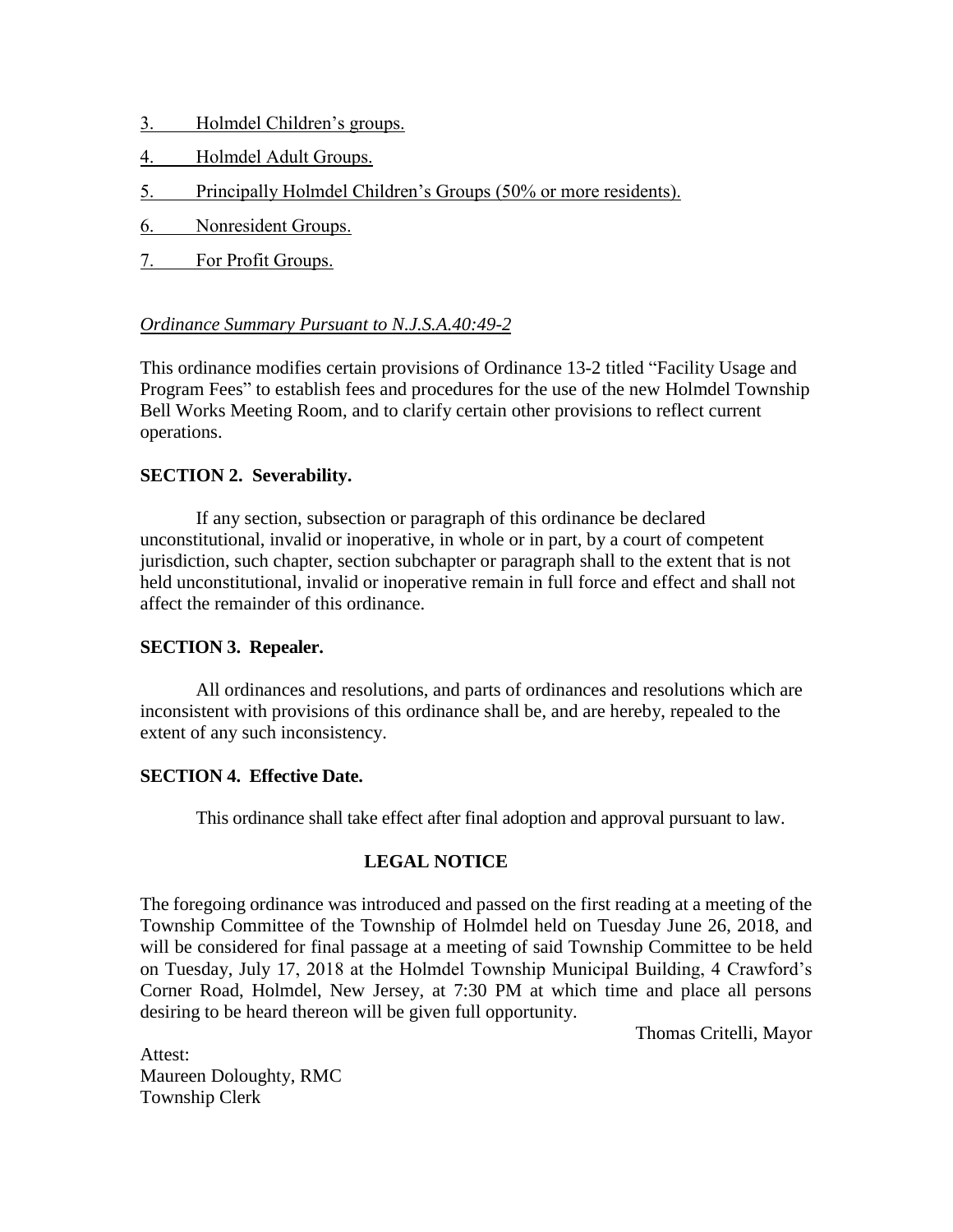3. Holmdel Children's groups.

4. Holmdel Adult Groups.

5. Principally Holmdel Children's Groups (50% or more residents).

6. Nonresident Groups.

7. For Profit Groups.

*Ordinance Summary Pursuant to N.J.S.A.40:49-2*

This ordinance modifies certain provisions of Ordinance 13-2 titled "Facility Usage and Program Fees" to establish fees and procedures for the use of the new Holmdel Township Bell Works Meeting Room, and to clarify certain other provisions to reflect current operations.

**SECTION 2. Severability.**

If any section, subsection or paragraph of this ordinance be declared unconstitutional, invalid or inoperative, in whole or in part, by a court of competent jurisdiction, such chapter, section subchapter or paragraph shall to the extent that is not held unconstitutional, invalid or inoperative remain in full force and effect and shall not affect the remainder of this ordinance.

**SECTION 3. Repealer.**

All ordinances and resolutions, and parts of ordinances and resolutions which are inconsistent with provisions of this ordinance shall be, and are hereby, repealed to the extent of any such inconsistency.

**SECTION 4. Effective Date.**

This ordinance shall take effect after final adoption and approval pursuant to law.

**LEGAL NOTICE**

The foregoing ordinance was introduced and passed on the first reading at a meeting of the Township Committee of the Township of Holmdel held on Tuesday June 26, 2018, and will be considered for final passage at a meeting of said Township Committee to be held on Tuesday, July 17, 2018 at the Holmdel Township Municipal Building, 4 Crawford's Corner Road, Holmdel, New Jersey, at 7:30 PM at which time and place all persons desiring to be heard thereon will be given full opportunity.

Thomas Critelli, Mayor

Attest:
Maureen Doloughty, RMC
Township Clerk